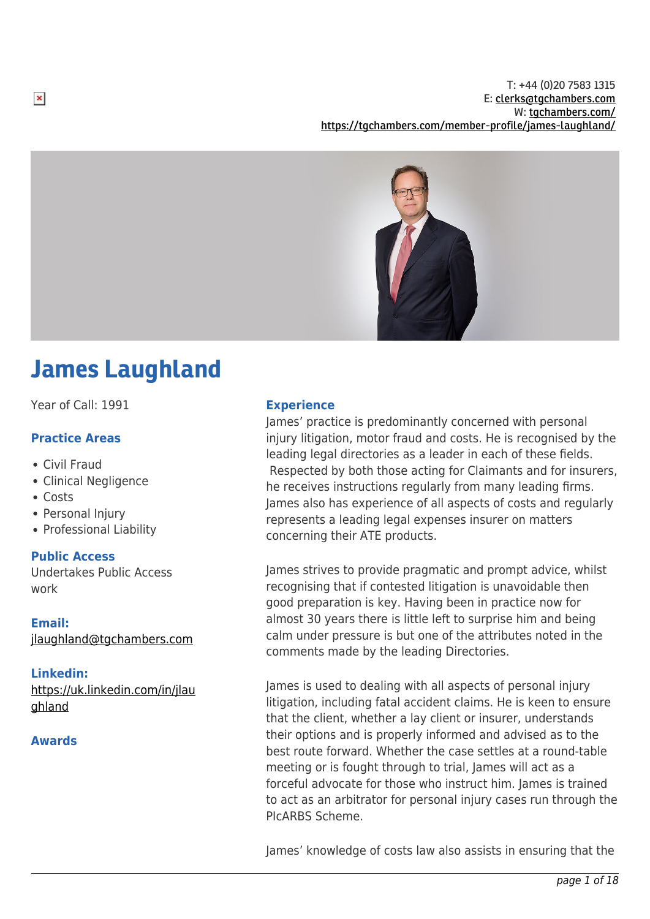T: +44 (0)20 7583 1315
E: clerks@tgchambers.com
W: tgchambers.com/
https://tgchambers.com/member-profile/james-laughland/

# James Laughland

Year of Call: 1991

### Practice Areas

- Civil Fraud
- Clinical Negligence
- Costs
- Personal Injury
- Professional Liability

### Public Access

Undertakes Public Access work

### Email:

jlaughland@tgchambers.com

### Linkedin:

https://uk.linkedin.com/in/jlaughland

### Awards

### Experience

James' practice is predominantly concerned with personal injury litigation, motor fraud and costs. He is recognised by the leading legal directories as a leader in each of these fields. Respected by both those acting for Claimants and for insurers, he receives instructions regularly from many leading firms. James also has experience of all aspects of costs and regularly represents a leading legal expenses insurer on matters concerning their ATE products.

James strives to provide pragmatic and prompt advice, whilst recognising that if contested litigation is unavoidable then good preparation is key. Having been in practice now for almost 30 years there is little left to surprise him and being calm under pressure is but one of the attributes noted in the comments made by the leading Directories.

James is used to dealing with all aspects of personal injury litigation, including fatal accident claims. He is keen to ensure that the client, whether a lay client or insurer, understands their options and is properly informed and advised as to the best route forward. Whether the case settles at a round-table meeting or is fought through to trial, James will act as a forceful advocate for those who instruct him. James is trained to act as an arbitrator for personal injury cases run through the PIcARBS Scheme.

James' knowledge of costs law also assists in ensuring that the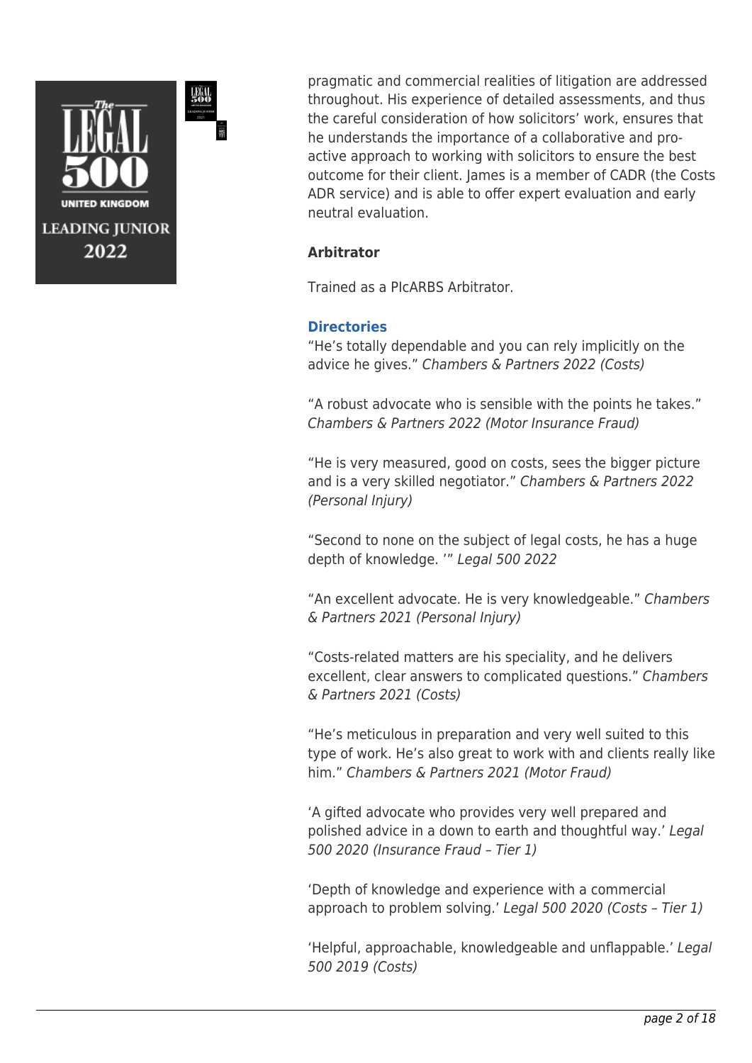pragmatic and commercial realities of litigation are addressed throughout. His experience of detailed assessments, and thus the careful consideration of how solicitors' work, ensures that he understands the importance of a collaborative and pro-active approach to working with solicitors to ensure the best outcome for their client. James is a member of CADR (the Costs ADR service) and is able to offer expert evaluation and early neutral evaluation.

**Arbitrator**

Trained as a PIcARBS Arbitrator.

**Directories**

"He's totally dependable and you can rely implicitly on the advice he gives." *Chambers & Partners 2022 (Costs)*

"A robust advocate who is sensible with the points he takes." *Chambers & Partners 2022 (Motor Insurance Fraud)*

"He is very measured, good on costs, sees the bigger picture and is a very skilled negotiator." *Chambers & Partners 2022 (Personal Injury)*

"Second to none on the subject of legal costs, he has a huge depth of knowledge. '" *Legal 500 2022*

"An excellent advocate. He is very knowledgeable." *Chambers & Partners 2021 (Personal Injury)*

"Costs-related matters are his speciality, and he delivers excellent, clear answers to complicated questions." *Chambers & Partners 2021 (Costs)*

"He's meticulous in preparation and very well suited to this type of work. He's also great to work with and clients really like him." *Chambers & Partners 2021 (Motor Fraud)*

'A gifted advocate who provides very well prepared and polished advice in a down to earth and thoughtful way.' *Legal 500 2020 (Insurance Fraud – Tier 1)*

'Depth of knowledge and experience with a commercial approach to problem solving.' *Legal 500 2020 (Costs – Tier 1)*

'Helpful, approachable, knowledgeable and unflappable.' *Legal 500 2019 (Costs)*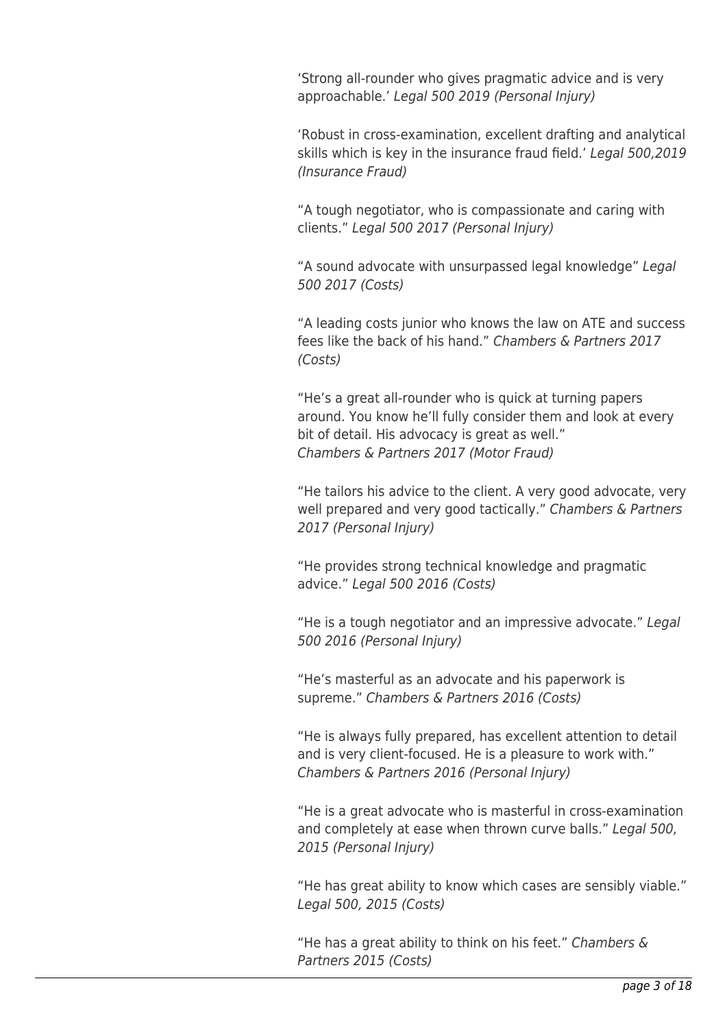'Strong all-rounder who gives pragmatic advice and is very approachable.' *Legal 500 2019 (Personal Injury)*

'Robust in cross-examination, excellent drafting and analytical skills which is key in the insurance fraud field.' *Legal 500,2019 (Insurance Fraud)*

"A tough negotiator, who is compassionate and caring with clients." *Legal 500 2017 (Personal Injury)*

"A sound advocate with unsurpassed legal knowledge" *Legal 500 2017 (Costs)*

"A leading costs junior who knows the law on ATE and success fees like the back of his hand." *Chambers & Partners 2017 (Costs)*

"He's a great all-rounder who is quick at turning papers around. You know he'll fully consider them and look at every bit of detail. His advocacy is great as well." *Chambers & Partners 2017 (Motor Fraud)*

"He tailors his advice to the client. A very good advocate, very well prepared and very good tactically." *Chambers & Partners 2017 (Personal Injury)*

"He provides strong technical knowledge and pragmatic advice." *Legal 500 2016 (Costs)*

"He is a tough negotiator and an impressive advocate." *Legal 500 2016 (Personal Injury)*

"He's masterful as an advocate and his paperwork is supreme." *Chambers & Partners 2016 (Costs)*

"He is always fully prepared, has excellent attention to detail and is very client-focused. He is a pleasure to work with." *Chambers & Partners 2016 (Personal Injury)*

"He is a great advocate who is masterful in cross-examination and completely at ease when thrown curve balls." *Legal 500, 2015 (Personal Injury)*

"He has great ability to know which cases are sensibly viable." *Legal 500, 2015 (Costs)*

"He has a great ability to think on his feet." *Chambers & Partners 2015 (Costs)*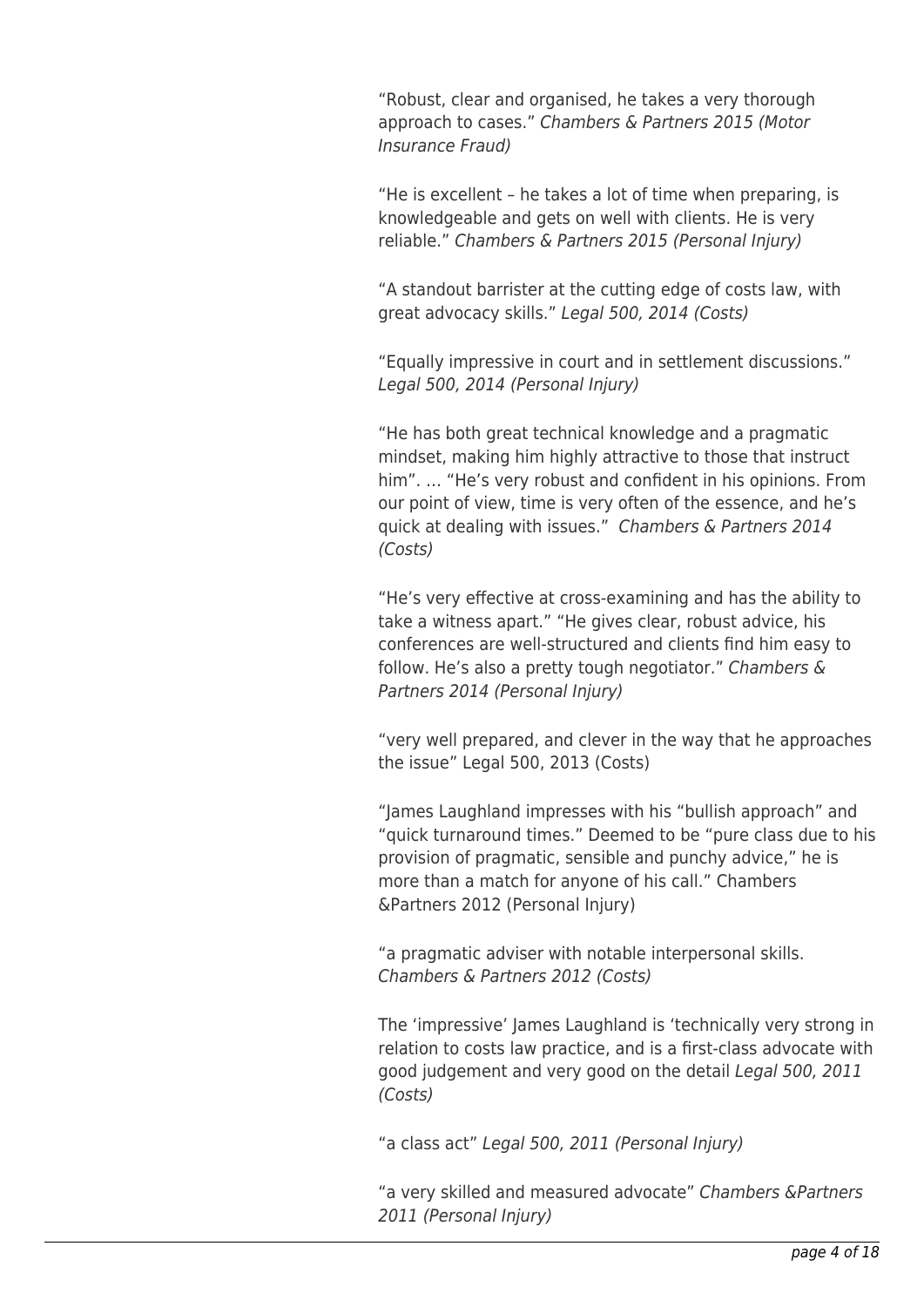"Robust, clear and organised, he takes a very thorough approach to cases." *Chambers & Partners 2015 (Motor Insurance Fraud)*

"He is excellent – he takes a lot of time when preparing, is knowledgeable and gets on well with clients. He is very reliable." *Chambers & Partners 2015 (Personal Injury)*

"A standout barrister at the cutting edge of costs law, with great advocacy skills." *Legal 500, 2014 (Costs)*

"Equally impressive in court and in settlement discussions." *Legal 500, 2014 (Personal Injury)*

"He has both great technical knowledge and a pragmatic mindset, making him highly attractive to those that instruct him". … "He's very robust and confident in his opinions. From our point of view, time is very often of the essence, and he's quick at dealing with issues." *Chambers & Partners 2014 (Costs)*

"He's very effective at cross-examining and has the ability to take a witness apart." "He gives clear, robust advice, his conferences are well-structured and clients find him easy to follow. He's also a pretty tough negotiator." *Chambers & Partners 2014 (Personal Injury)*

"very well prepared, and clever in the way that he approaches the issue" Legal 500, 2013 (Costs)

"James Laughland impresses with his "bullish approach" and "quick turnaround times." Deemed to be "pure class due to his provision of pragmatic, sensible and punchy advice," he is more than a match for anyone of his call." Chambers &Partners 2012 (Personal Injury)

"a pragmatic adviser with notable interpersonal skills. *Chambers & Partners 2012 (Costs)*

The 'impressive' James Laughland is 'technically very strong in relation to costs law practice, and is a first-class advocate with good judgement and very good on the detail *Legal 500, 2011 (Costs)*

"a class act" *Legal 500, 2011 (Personal Injury)*

"a very skilled and measured advocate" *Chambers &Partners 2011 (Personal Injury)*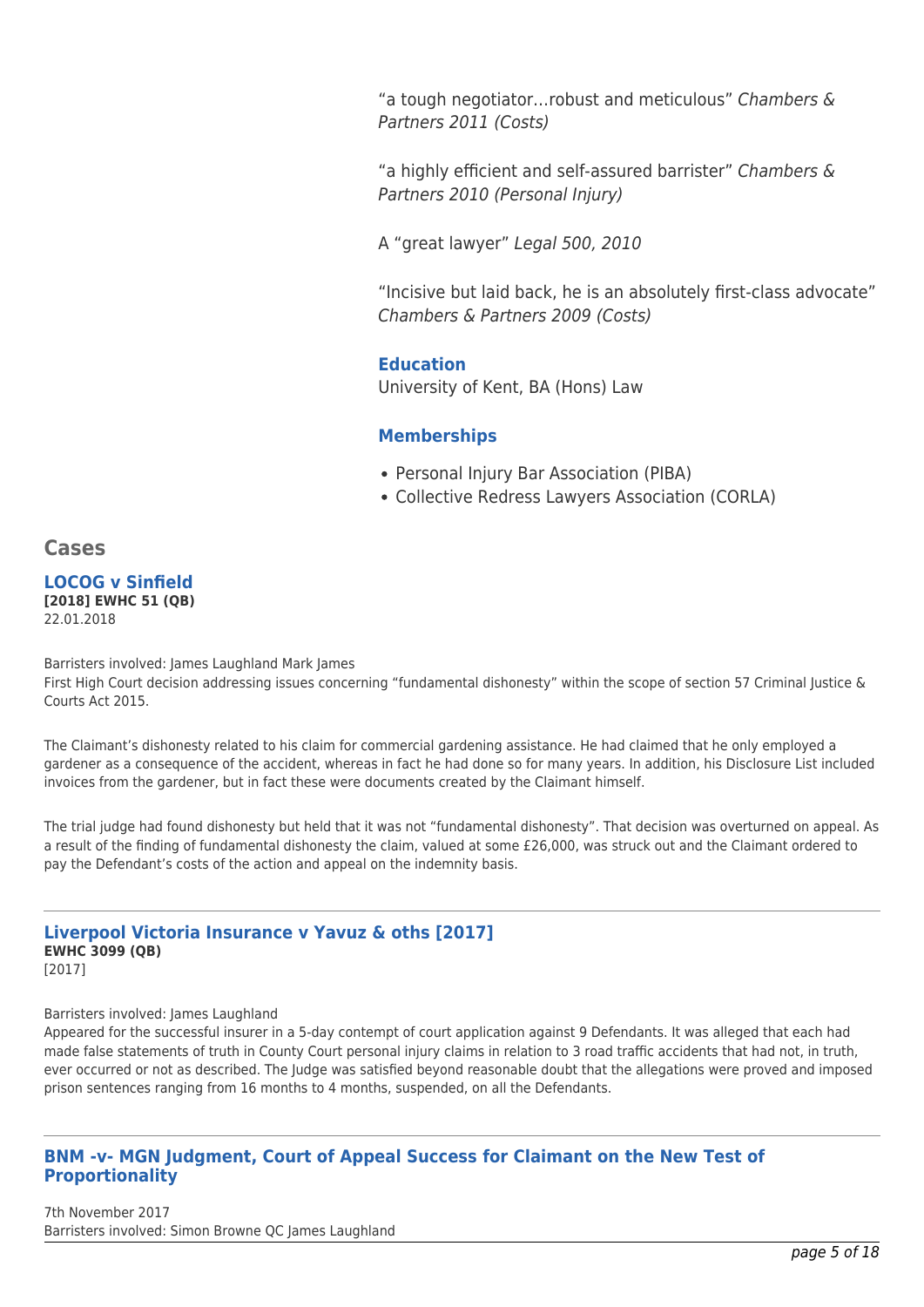"a tough negotiator…robust and meticulous" *Chambers & Partners 2011 (Costs)*

"a highly efficient and self-assured barrister" *Chambers & Partners 2010 (Personal Injury)*

A "great lawyer" *Legal 500, 2010*

"Incisive but laid back, he is an absolutely first-class advocate" *Chambers & Partners 2009 (Costs)*

### Education

University of Kent, BA (Hons) Law

### Memberships

- Personal Injury Bar Association (PIBA)
- Collective Redress Lawyers Association (CORLA)

## Cases

### LOCOG v Sinfield

**[2018] EWHC 51 (QB)**
22.01.2018

Barristers involved: James Laughland Mark James
First High Court decision addressing issues concerning "fundamental dishonesty" within the scope of section 57 Criminal Justice & Courts Act 2015.

The Claimant's dishonesty related to his claim for commercial gardening assistance. He had claimed that he only employed a gardener as a consequence of the accident, whereas in fact he had done so for many years. In addition, his Disclosure List included invoices from the gardener, but in fact these were documents created by the Claimant himself.

The trial judge had found dishonesty but held that it was not "fundamental dishonesty". That decision was overturned on appeal. As a result of the finding of fundamental dishonesty the claim, valued at some £26,000, was struck out and the Claimant ordered to pay the Defendant's costs of the action and appeal on the indemnity basis.

---

### Liverpool Victoria Insurance v Yavuz & oths [2017]

**EWHC 3099 (QB)**
[2017]

Barristers involved: James Laughland
Appeared for the successful insurer in a 5-day contempt of court application against 9 Defendants. It was alleged that each had made false statements of truth in County Court personal injury claims in relation to 3 road traffic accidents that had not, in truth, ever occurred or not as described. The Judge was satisfied beyond reasonable doubt that the allegations were proved and imposed prison sentences ranging from 16 months to 4 months, suspended, on all the Defendants.

---

### BNM -v- MGN Judgment, Court of Appeal Success for Claimant on the New Test of Proportionality

7th November 2017
Barristers involved: Simon Browne QC James Laughland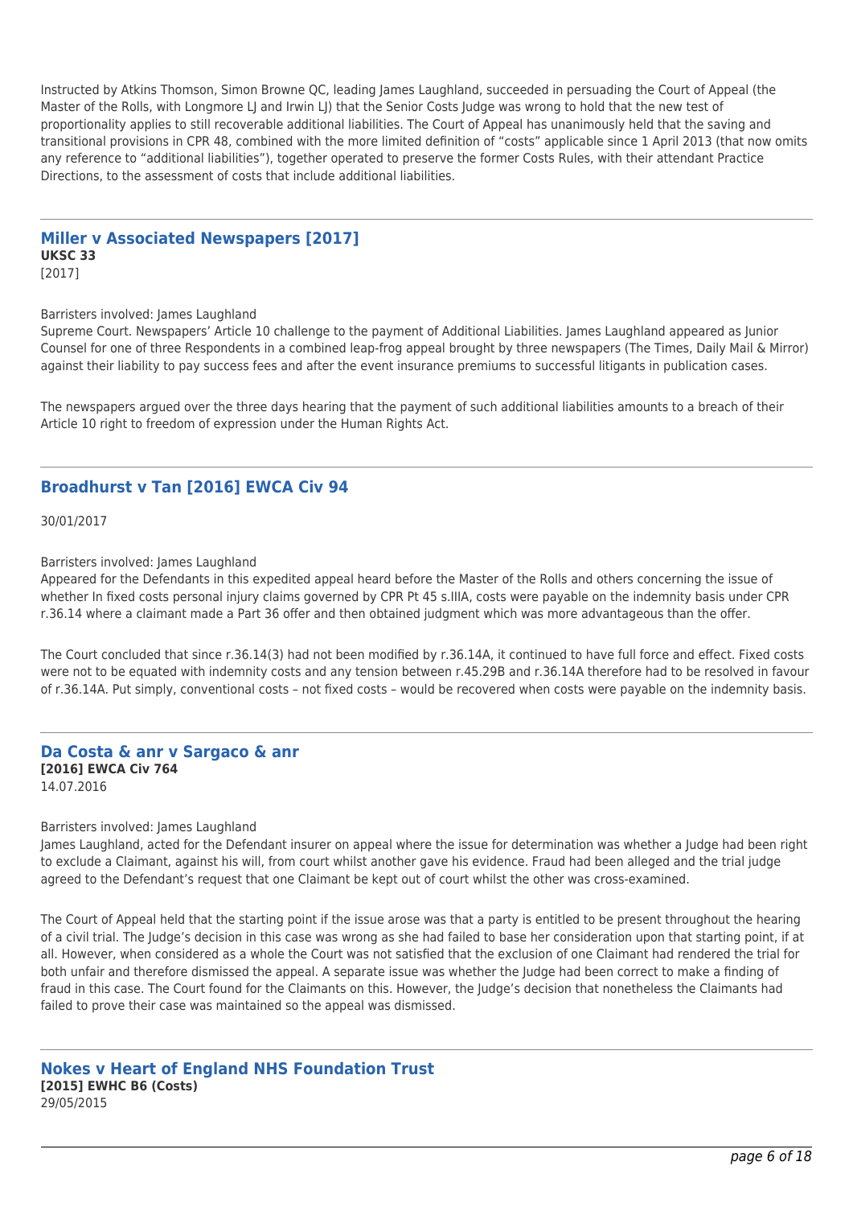Instructed by Atkins Thomson, Simon Browne QC, leading James Laughland, succeeded in persuading the Court of Appeal (the Master of the Rolls, with Longmore LJ and Irwin LJ) that the Senior Costs Judge was wrong to hold that the new test of proportionality applies to still recoverable additional liabilities. The Court of Appeal has unanimously held that the saving and transitional provisions in CPR 48, combined with the more limited definition of "costs" applicable since 1 April 2013 (that now omits any reference to "additional liabilities"), together operated to preserve the former Costs Rules, with their attendant Practice Directions, to the assessment of costs that include additional liabilities.

---

## Miller v Associated Newspapers [2017]

**UKSC 33**
[2017]

Barristers involved: James Laughland
Supreme Court. Newspapers' Article 10 challenge to the payment of Additional Liabilities. James Laughland appeared as Junior Counsel for one of three Respondents in a combined leap-frog appeal brought by three newspapers (The Times, Daily Mail & Mirror) against their liability to pay success fees and after the event insurance premiums to successful litigants in publication cases.

The newspapers argued over the three days hearing that the payment of such additional liabilities amounts to a breach of their Article 10 right to freedom of expression under the Human Rights Act.

---

## Broadhurst v Tan [2016] EWCA Civ 94

30/01/2017

Barristers involved: James Laughland
Appeared for the Defendants in this expedited appeal heard before the Master of the Rolls and others concerning the issue of whether In fixed costs personal injury claims governed by CPR Pt 45 s.IIIA, costs were payable on the indemnity basis under CPR r.36.14 where a claimant made a Part 36 offer and then obtained judgment which was more advantageous than the offer.

The Court concluded that since r.36.14(3) had not been modified by r.36.14A, it continued to have full force and effect. Fixed costs were not to be equated with indemnity costs and any tension between r.45.29B and r.36.14A therefore had to be resolved in favour of r.36.14A. Put simply, conventional costs – not fixed costs – would be recovered when costs were payable on the indemnity basis.

---

## Da Costa & anr v Sargaco & anr

**[2016] EWCA Civ 764**
14.07.2016

Barristers involved: James Laughland
James Laughland, acted for the Defendant insurer on appeal where the issue for determination was whether a Judge had been right to exclude a Claimant, against his will, from court whilst another gave his evidence. Fraud had been alleged and the trial judge agreed to the Defendant's request that one Claimant be kept out of court whilst the other was cross-examined.

The Court of Appeal held that the starting point if the issue arose was that a party is entitled to be present throughout the hearing of a civil trial. The Judge's decision in this case was wrong as she had failed to base her consideration upon that starting point, if at all. However, when considered as a whole the Court was not satisfied that the exclusion of one Claimant had rendered the trial for both unfair and therefore dismissed the appeal. A separate issue was whether the Judge had been correct to make a finding of fraud in this case. The Court found for the Claimants on this. However, the Judge's decision that nonetheless the Claimants had failed to prove their case was maintained so the appeal was dismissed.

---

## Nokes v Heart of England NHS Foundation Trust

**[2015] EWHC B6 (Costs)**
29/05/2015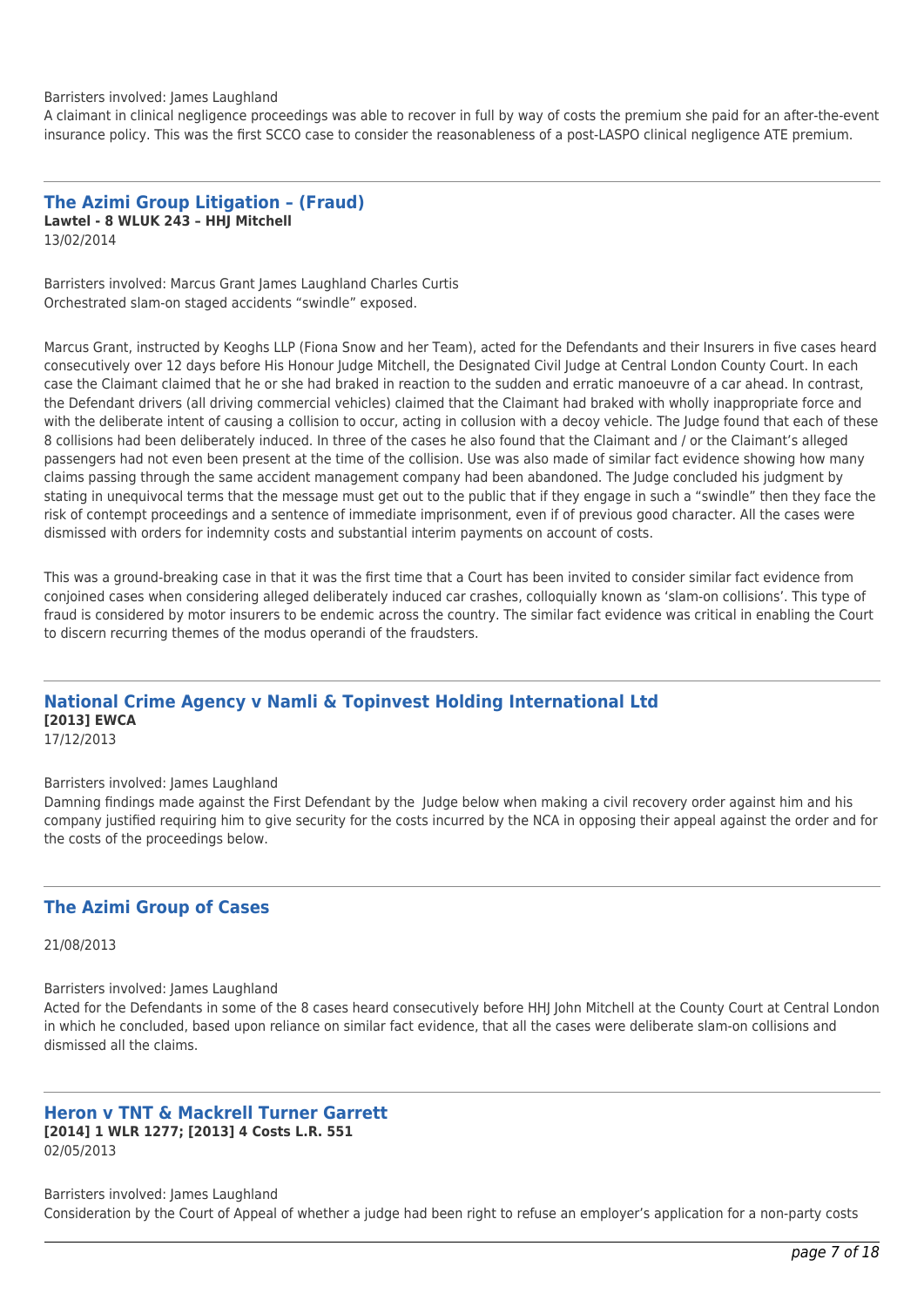Barristers involved: James Laughland

A claimant in clinical negligence proceedings was able to recover in full by way of costs the premium she paid for an after-the-event insurance policy. This was the first SCCO case to consider the reasonableness of a post-LASPO clinical negligence ATE premium.

---

## The Azimi Group Litigation – (Fraud)

**Lawtel - 8 WLUK 243 – HHJ Mitchell**

13/02/2014

Barristers involved: Marcus Grant James Laughland Charles Curtis

Orchestrated slam-on staged accidents “swindle” exposed.

Marcus Grant, instructed by Keoghs LLP (Fiona Snow and her Team), acted for the Defendants and their Insurers in five cases heard consecutively over 12 days before His Honour Judge Mitchell, the Designated Civil Judge at Central London County Court. In each case the Claimant claimed that he or she had braked in reaction to the sudden and erratic manoeuvre of a car ahead. In contrast, the Defendant drivers (all driving commercial vehicles) claimed that the Claimant had braked with wholly inappropriate force and with the deliberate intent of causing a collision to occur, acting in collusion with a decoy vehicle. The Judge found that each of these 8 collisions had been deliberately induced. In three of the cases he also found that the Claimant and / or the Claimant’s alleged passengers had not even been present at the time of the collision. Use was also made of similar fact evidence showing how many claims passing through the same accident management company had been abandoned. The Judge concluded his judgment by stating in unequivocal terms that the message must get out to the public that if they engage in such a “swindle” then they face the risk of contempt proceedings and a sentence of immediate imprisonment, even if of previous good character. All the cases were dismissed with orders for indemnity costs and substantial interim payments on account of costs.

This was a ground-breaking case in that it was the first time that a Court has been invited to consider similar fact evidence from conjoined cases when considering alleged deliberately induced car crashes, colloquially known as ‘slam-on collisions’. This type of fraud is considered by motor insurers to be endemic across the country. The similar fact evidence was critical in enabling the Court to discern recurring themes of the modus operandi of the fraudsters.

---

## National Crime Agency v Namli & Topinvest Holding International Ltd

**[2013] EWCA**

17/12/2013

Barristers involved: James Laughland

Damning findings made against the First Defendant by the Judge below when making a civil recovery order against him and his company justified requiring him to give security for the costs incurred by the NCA in opposing their appeal against the order and for the costs of the proceedings below.

---

## The Azimi Group of Cases

21/08/2013

Barristers involved: James Laughland

Acted for the Defendants in some of the 8 cases heard consecutively before HHJ John Mitchell at the County Court at Central London in which he concluded, based upon reliance on similar fact evidence, that all the cases were deliberate slam-on collisions and dismissed all the claims.

---

## Heron v TNT & Mackrell Turner Garrett

**[2014] 1 WLR 1277; [2013] 4 Costs L.R. 551**

02/05/2013

Barristers involved: James Laughland

Consideration by the Court of Appeal of whether a judge had been right to refuse an employer’s application for a non-party costs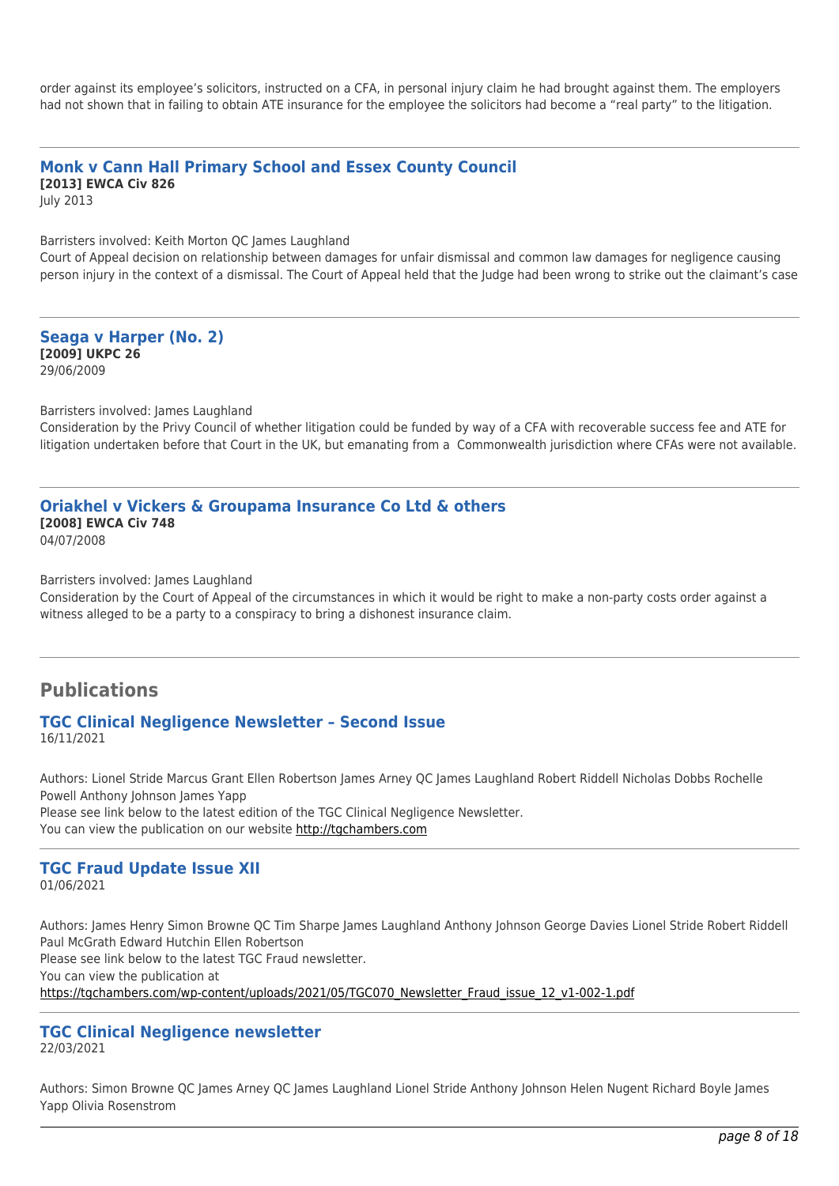order against its employee's solicitors, instructed on a CFA, in personal injury claim he had brought against them. The employers had not shown that in failing to obtain ATE insurance for the employee the solicitors had become a "real party" to the litigation.

---

### Monk v Cann Hall Primary School and Essex County Council

**[2013] EWCA Civ 826**
July 2013

Barristers involved: Keith Morton QC James Laughland
Court of Appeal decision on relationship between damages for unfair dismissal and common law damages for negligence causing person injury in the context of a dismissal. The Court of Appeal held that the Judge had been wrong to strike out the claimant's case

---

### Seaga v Harper (No. 2)

**[2009] UKPC 26**
29/06/2009

Barristers involved: James Laughland
Consideration by the Privy Council of whether litigation could be funded by way of a CFA with recoverable success fee and ATE for litigation undertaken before that Court in the UK, but emanating from a Commonwealth jurisdiction where CFAs were not available.

---

### Oriakhel v Vickers & Groupama Insurance Co Ltd & others

**[2008] EWCA Civ 748**
04/07/2008

Barristers involved: James Laughland
Consideration by the Court of Appeal of the circumstances in which it would be right to make a non-party costs order against a witness alleged to be a party to a conspiracy to bring a dishonest insurance claim.

---

## Publications

### TGC Clinical Negligence Newsletter – Second Issue

16/11/2021

Authors: Lionel Stride Marcus Grant Ellen Robertson James Arney QC James Laughland Robert Riddell Nicholas Dobbs Rochelle Powell Anthony Johnson James Yapp
Please see link below to the latest edition of the TGC Clinical Negligence Newsletter.
You can view the publication on our website http://tgchambers.com

---

### TGC Fraud Update Issue XII

01/06/2021

Authors: James Henry Simon Browne QC Tim Sharpe James Laughland Anthony Johnson George Davies Lionel Stride Robert Riddell Paul McGrath Edward Hutchin Ellen Robertson
Please see link below to the latest TGC Fraud newsletter.
You can view the publication at
https://tgchambers.com/wp-content/uploads/2021/05/TGC070_Newsletter_Fraud_issue_12_v1-002-1.pdf

---

### TGC Clinical Negligence newsletter

22/03/2021

Authors: Simon Browne QC James Arney QC James Laughland Lionel Stride Anthony Johnson Helen Nugent Richard Boyle James Yapp Olivia Rosenstrom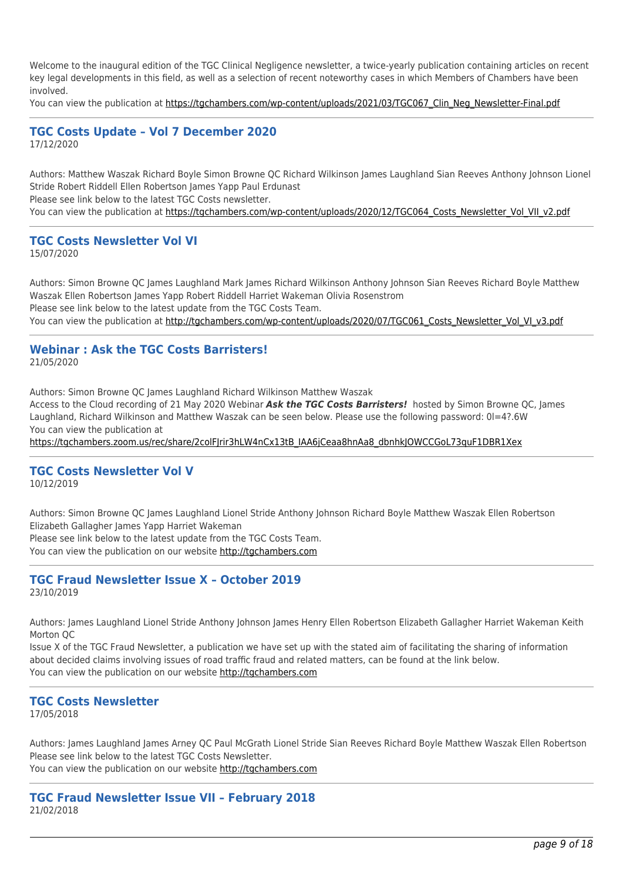Welcome to the inaugural edition of the TGC Clinical Negligence newsletter, a twice-yearly publication containing articles on recent key legal developments in this field, as well as a selection of recent noteworthy cases in which Members of Chambers have been involved.

You can view the publication at https://tgchambers.com/wp-content/uploads/2021/03/TGC067_Clin_Neg_Newsletter-Final.pdf

---

## TGC Costs Update – Vol 7 December 2020

17/12/2020

Authors: Matthew Waszak Richard Boyle Simon Browne QC Richard Wilkinson James Laughland Sian Reeves Anthony Johnson Lionel Stride Robert Riddell Ellen Robertson James Yapp Paul Erdunast

Please see link below to the latest TGC Costs newsletter.

You can view the publication at https://tgchambers.com/wp-content/uploads/2020/12/TGC064_Costs_Newsletter_Vol_VII_v2.pdf

---

## TGC Costs Newsletter Vol VI

15/07/2020

Authors: Simon Browne QC James Laughland Mark James Richard Wilkinson Anthony Johnson Sian Reeves Richard Boyle Matthew Waszak Ellen Robertson James Yapp Robert Riddell Harriet Wakeman Olivia Rosenstrom

Please see link below to the latest update from the TGC Costs Team.

You can view the publication at http://tgchambers.com/wp-content/uploads/2020/07/TGC061_Costs_Newsletter_Vol_VI_v3.pdf

---

## Webinar : Ask the TGC Costs Barristers!

21/05/2020

Authors: Simon Browne QC James Laughland Richard Wilkinson Matthew Waszak

Access to the Cloud recording of 21 May 2020 Webinar ***Ask the TGC Costs Barristers!*** hosted by Simon Browne QC, James Laughland, Richard Wilkinson and Matthew Waszak can be seen below. Please use the following password: 0l=4?.6W

You can view the publication at

https://tgchambers.zoom.us/rec/share/2colFJrir3hLW4nCx13tB_IAA6jCeaa8hnAa8_dbnhkJOWCCGoL73quF1DBR1Xex

---

## TGC Costs Newsletter Vol V

10/12/2019

Authors: Simon Browne QC James Laughland Lionel Stride Anthony Johnson Richard Boyle Matthew Waszak Ellen Robertson Elizabeth Gallagher James Yapp Harriet Wakeman

Please see link below to the latest update from the TGC Costs Team.

You can view the publication on our website http://tgchambers.com

---

## TGC Fraud Newsletter Issue X – October 2019

23/10/2019

Authors: James Laughland Lionel Stride Anthony Johnson James Henry Ellen Robertson Elizabeth Gallagher Harriet Wakeman Keith Morton QC

Issue X of the TGC Fraud Newsletter, a publication we have set up with the stated aim of facilitating the sharing of information about decided claims involving issues of road traffic fraud and related matters, can be found at the link below.

You can view the publication on our website http://tgchambers.com

---

## TGC Costs Newsletter

17/05/2018

Authors: James Laughland James Arney QC Paul McGrath Lionel Stride Sian Reeves Richard Boyle Matthew Waszak Ellen Robertson

Please see link below to the latest TGC Costs Newsletter.

You can view the publication on our website http://tgchambers.com

---

## TGC Fraud Newsletter Issue VII – February 2018

21/02/2018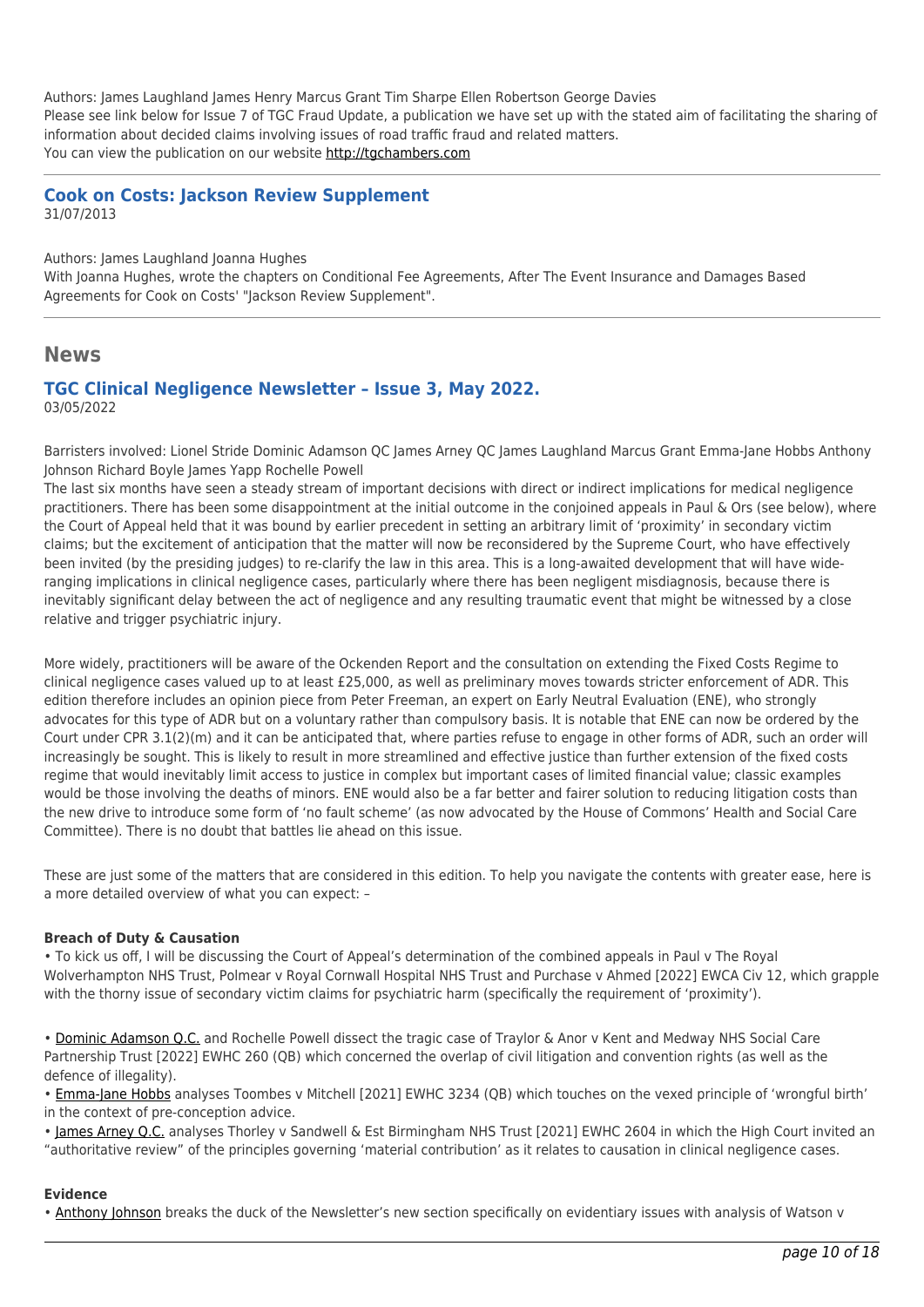Authors: James Laughland James Henry Marcus Grant Tim Sharpe Ellen Robertson George Davies
Please see link below for Issue 7 of TGC Fraud Update, a publication we have set up with the stated aim of facilitating the sharing of information about decided claims involving issues of road traffic fraud and related matters.
You can view the publication on our website http://tgchambers.com

---

### Cook on Costs: Jackson Review Supplement

31/07/2013

Authors: James Laughland Joanna Hughes
With Joanna Hughes, wrote the chapters on Conditional Fee Agreements, After The Event Insurance and Damages Based Agreements for Cook on Costs' "Jackson Review Supplement".

---

## News

### TGC Clinical Negligence Newsletter – Issue 3, May 2022.

03/05/2022

Barristers involved: Lionel Stride Dominic Adamson QC James Arney QC James Laughland Marcus Grant Emma-Jane Hobbs Anthony Johnson Richard Boyle James Yapp Rochelle Powell
The last six months have seen a steady stream of important decisions with direct or indirect implications for medical negligence practitioners. There has been some disappointment at the initial outcome in the conjoined appeals in Paul & Ors (see below), where the Court of Appeal held that it was bound by earlier precedent in setting an arbitrary limit of 'proximity' in secondary victim claims; but the excitement of anticipation that the matter will now be reconsidered by the Supreme Court, who have effectively been invited (by the presiding judges) to re-clarify the law in this area. This is a long-awaited development that will have wide-ranging implications in clinical negligence cases, particularly where there has been negligent misdiagnosis, because there is inevitably significant delay between the act of negligence and any resulting traumatic event that might be witnessed by a close relative and trigger psychiatric injury.

More widely, practitioners will be aware of the Ockenden Report and the consultation on extending the Fixed Costs Regime to clinical negligence cases valued up to at least £25,000, as well as preliminary moves towards stricter enforcement of ADR. This edition therefore includes an opinion piece from Peter Freeman, an expert on Early Neutral Evaluation (ENE), who strongly advocates for this type of ADR but on a voluntary rather than compulsory basis. It is notable that ENE can now be ordered by the Court under CPR 3.1(2)(m) and it can be anticipated that, where parties refuse to engage in other forms of ADR, such an order will increasingly be sought. This is likely to result in more streamlined and effective justice than further extension of the fixed costs regime that would inevitably limit access to justice in complex but important cases of limited financial value; classic examples would be those involving the deaths of minors. ENE would also be a far better and fairer solution to reducing litigation costs than the new drive to introduce some form of 'no fault scheme' (as now advocated by the House of Commons' Health and Social Care Committee). There is no doubt that battles lie ahead on this issue.

These are just some of the matters that are considered in this edition. To help you navigate the contents with greater ease, here is a more detailed overview of what you can expect: –

**Breach of Duty & Causation**

• To kick us off, I will be discussing the Court of Appeal's determination of the combined appeals in Paul v The Royal Wolverhampton NHS Trust, Polmear v Royal Cornwall Hospital NHS Trust and Purchase v Ahmed [2022] EWCA Civ 12, which grapple with the thorny issue of secondary victim claims for psychiatric harm (specifically the requirement of 'proximity').

• Dominic Adamson Q.C. and Rochelle Powell dissect the tragic case of Traylor & Anor v Kent and Medway NHS Social Care Partnership Trust [2022] EWHC 260 (QB) which concerned the overlap of civil litigation and convention rights (as well as the defence of illegality).
• Emma-Jane Hobbs analyses Toombes v Mitchell [2021] EWHC 3234 (QB) which touches on the vexed principle of 'wrongful birth' in the context of pre-conception advice.
• James Arney Q.C. analyses Thorley v Sandwell & Est Birmingham NHS Trust [2021] EWHC 2604 in which the High Court invited an "authoritative review" of the principles governing 'material contribution' as it relates to causation in clinical negligence cases.

**Evidence**

• Anthony Johnson breaks the duck of the Newsletter's new section specifically on evidentiary issues with analysis of Watson v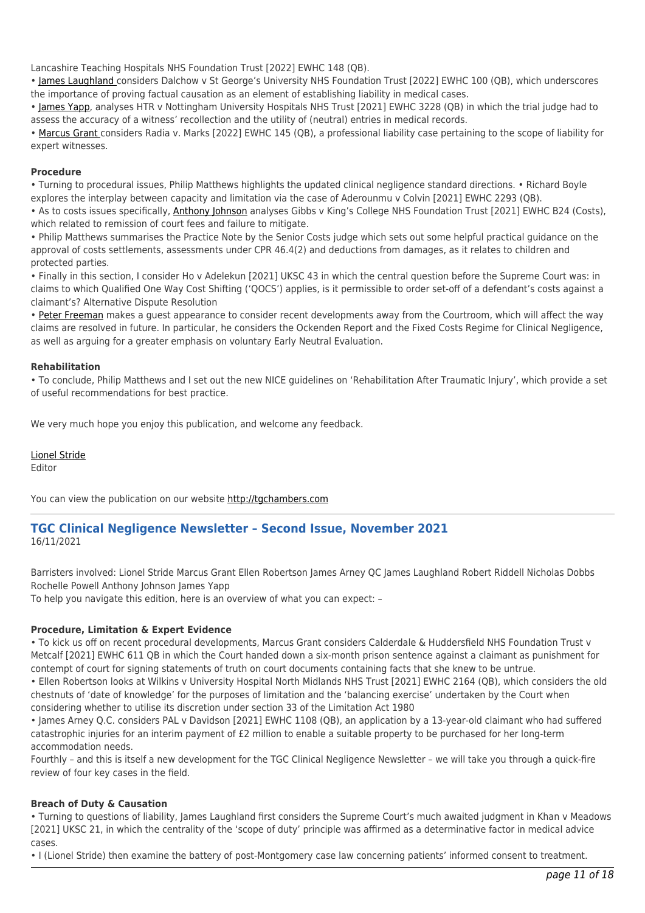Lancashire Teaching Hospitals NHS Foundation Trust [2022] EWHC 148 (QB).

• James Laughland considers Dalchow v St George's University NHS Foundation Trust [2022] EWHC 100 (QB), which underscores the importance of proving factual causation as an element of establishing liability in medical cases.

• James Yapp, analyses HTR v Nottingham University Hospitals NHS Trust [2021] EWHC 3228 (QB) in which the trial judge had to assess the accuracy of a witness' recollection and the utility of (neutral) entries in medical records.

• Marcus Grant considers Radia v. Marks [2022] EWHC 145 (QB), a professional liability case pertaining to the scope of liability for expert witnesses.

**Procedure**

• Turning to procedural issues, Philip Matthews highlights the updated clinical negligence standard directions. • Richard Boyle explores the interplay between capacity and limitation via the case of Aderounmu v Colvin [2021] EWHC 2293 (QB).

• As to costs issues specifically, Anthony Johnson analyses Gibbs v King's College NHS Foundation Trust [2021] EWHC B24 (Costs), which related to remission of court fees and failure to mitigate.

• Philip Matthews summarises the Practice Note by the Senior Costs judge which sets out some helpful practical guidance on the approval of costs settlements, assessments under CPR 46.4(2) and deductions from damages, as it relates to children and protected parties.

• Finally in this section, I consider Ho v Adelekun [2021] UKSC 43 in which the central question before the Supreme Court was: in claims to which Qualified One Way Cost Shifting ('QOCS') applies, is it permissible to order set-off of a defendant's costs against a claimant's? Alternative Dispute Resolution

• Peter Freeman makes a guest appearance to consider recent developments away from the Courtroom, which will affect the way claims are resolved in future. In particular, he considers the Ockenden Report and the Fixed Costs Regime for Clinical Negligence, as well as arguing for a greater emphasis on voluntary Early Neutral Evaluation.

**Rehabilitation**

• To conclude, Philip Matthews and I set out the new NICE guidelines on 'Rehabilitation After Traumatic Injury', which provide a set of useful recommendations for best practice.

We very much hope you enjoy this publication, and welcome any feedback.

Lionel Stride
Editor

You can view the publication on our website http://tgchambers.com

---

## TGC Clinical Negligence Newsletter – Second Issue, November 2021

16/11/2021

Barristers involved: Lionel Stride Marcus Grant Ellen Robertson James Arney QC James Laughland Robert Riddell Nicholas Dobbs Rochelle Powell Anthony Johnson James Yapp

To help you navigate this edition, here is an overview of what you can expect: –

**Procedure, Limitation & Expert Evidence**

• To kick us off on recent procedural developments, Marcus Grant considers Calderdale & Huddersfield NHS Foundation Trust v Metcalf [2021] EWHC 611 QB in which the Court handed down a six-month prison sentence against a claimant as punishment for contempt of court for signing statements of truth on court documents containing facts that she knew to be untrue.

• Ellen Robertson looks at Wilkins v University Hospital North Midlands NHS Trust [2021] EWHC 2164 (QB), which considers the old chestnuts of 'date of knowledge' for the purposes of limitation and the 'balancing exercise' undertaken by the Court when considering whether to utilise its discretion under section 33 of the Limitation Act 1980

• James Arney Q.C. considers PAL v Davidson [2021] EWHC 1108 (QB), an application by a 13-year-old claimant who had suffered catastrophic injuries for an interim payment of £2 million to enable a suitable property to be purchased for her long-term accommodation needs.

Fourthly – and this is itself a new development for the TGC Clinical Negligence Newsletter – we will take you through a quick-fire review of four key cases in the field.

**Breach of Duty & Causation**

• Turning to questions of liability, James Laughland first considers the Supreme Court's much awaited judgment in Khan v Meadows [2021] UKSC 21, in which the centrality of the 'scope of duty' principle was affirmed as a determinative factor in medical advice cases.

• I (Lionel Stride) then examine the battery of post-Montgomery case law concerning patients' informed consent to treatment.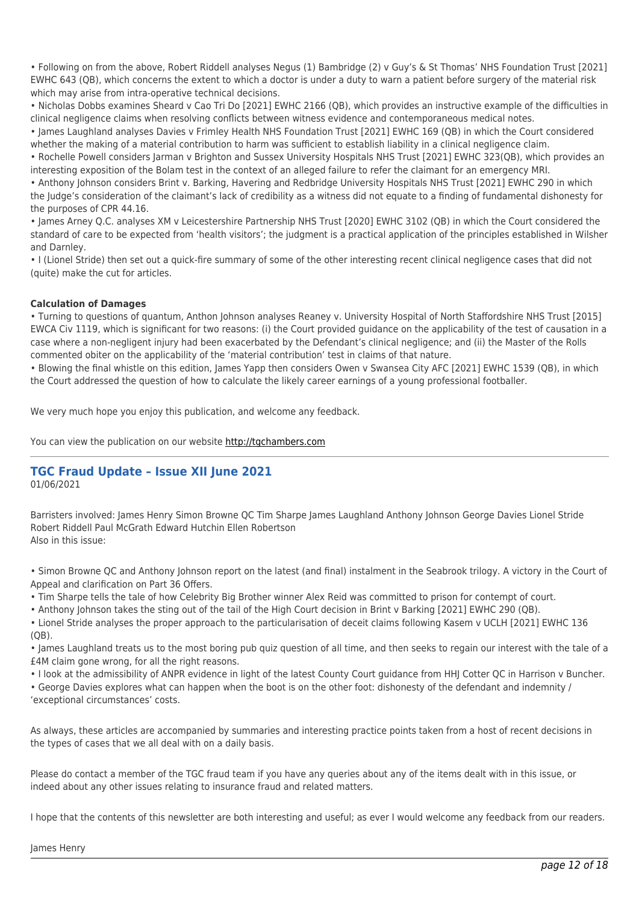• Following on from the above, Robert Riddell analyses Negus (1) Bambridge (2) v Guy's & St Thomas' NHS Foundation Trust [2021] EWHC 643 (QB), which concerns the extent to which a doctor is under a duty to warn a patient before surgery of the material risk which may arise from intra-operative technical decisions.

• Nicholas Dobbs examines Sheard v Cao Tri Do [2021] EWHC 2166 (QB), which provides an instructive example of the difficulties in clinical negligence claims when resolving conflicts between witness evidence and contemporaneous medical notes.

• James Laughland analyses Davies v Frimley Health NHS Foundation Trust [2021] EWHC 169 (QB) in which the Court considered whether the making of a material contribution to harm was sufficient to establish liability in a clinical negligence claim.

• Rochelle Powell considers Jarman v Brighton and Sussex University Hospitals NHS Trust [2021] EWHC 323(QB), which provides an interesting exposition of the Bolam test in the context of an alleged failure to refer the claimant for an emergency MRI.

• Anthony Johnson considers Brint v. Barking, Havering and Redbridge University Hospitals NHS Trust [2021] EWHC 290 in which the Judge's consideration of the claimant's lack of credibility as a witness did not equate to a finding of fundamental dishonesty for the purposes of CPR 44.16.

• James Arney Q.C. analyses XM v Leicestershire Partnership NHS Trust [2020] EWHC 3102 (QB) in which the Court considered the standard of care to be expected from 'health visitors'; the judgment is a practical application of the principles established in Wilsher and Darnley.

• I (Lionel Stride) then set out a quick-fire summary of some of the other interesting recent clinical negligence cases that did not (quite) make the cut for articles.

**Calculation of Damages**

• Turning to questions of quantum, Anthon Johnson analyses Reaney v. University Hospital of North Staffordshire NHS Trust [2015] EWCA Civ 1119, which is significant for two reasons: (i) the Court provided guidance on the applicability of the test of causation in a case where a non-negligent injury had been exacerbated by the Defendant's clinical negligence; and (ii) the Master of the Rolls commented obiter on the applicability of the 'material contribution' test in claims of that nature.

• Blowing the final whistle on this edition, James Yapp then considers Owen v Swansea City AFC [2021] EWHC 1539 (QB), in which the Court addressed the question of how to calculate the likely career earnings of a young professional footballer.

We very much hope you enjoy this publication, and welcome any feedback.

You can view the publication on our website http://tgchambers.com

## TGC Fraud Update – Issue XII June 2021

01/06/2021

Barristers involved: James Henry Simon Browne QC Tim Sharpe James Laughland Anthony Johnson George Davies Lionel Stride Robert Riddell Paul McGrath Edward Hutchin Ellen Robertson
Also in this issue:

• Simon Browne QC and Anthony Johnson report on the latest (and final) instalment in the Seabrook trilogy. A victory in the Court of Appeal and clarification on Part 36 Offers.

• Tim Sharpe tells the tale of how Celebrity Big Brother winner Alex Reid was committed to prison for contempt of court.

• Anthony Johnson takes the sting out of the tail of the High Court decision in Brint v Barking [2021] EWHC 290 (QB).

• Lionel Stride analyses the proper approach to the particularisation of deceit claims following Kasem v UCLH [2021] EWHC 136 (QB).

• James Laughland treats us to the most boring pub quiz question of all time, and then seeks to regain our interest with the tale of a £4M claim gone wrong, for all the right reasons.

• I look at the admissibility of ANPR evidence in light of the latest County Court guidance from HHJ Cotter QC in Harrison v Buncher.

• George Davies explores what can happen when the boot is on the other foot: dishonesty of the defendant and indemnity / 'exceptional circumstances' costs.

As always, these articles are accompanied by summaries and interesting practice points taken from a host of recent decisions in the types of cases that we all deal with on a daily basis.

Please do contact a member of the TGC fraud team if you have any queries about any of the items dealt with in this issue, or indeed about any other issues relating to insurance fraud and related matters.

I hope that the contents of this newsletter are both interesting and useful; as ever I would welcome any feedback from our readers.

James Henry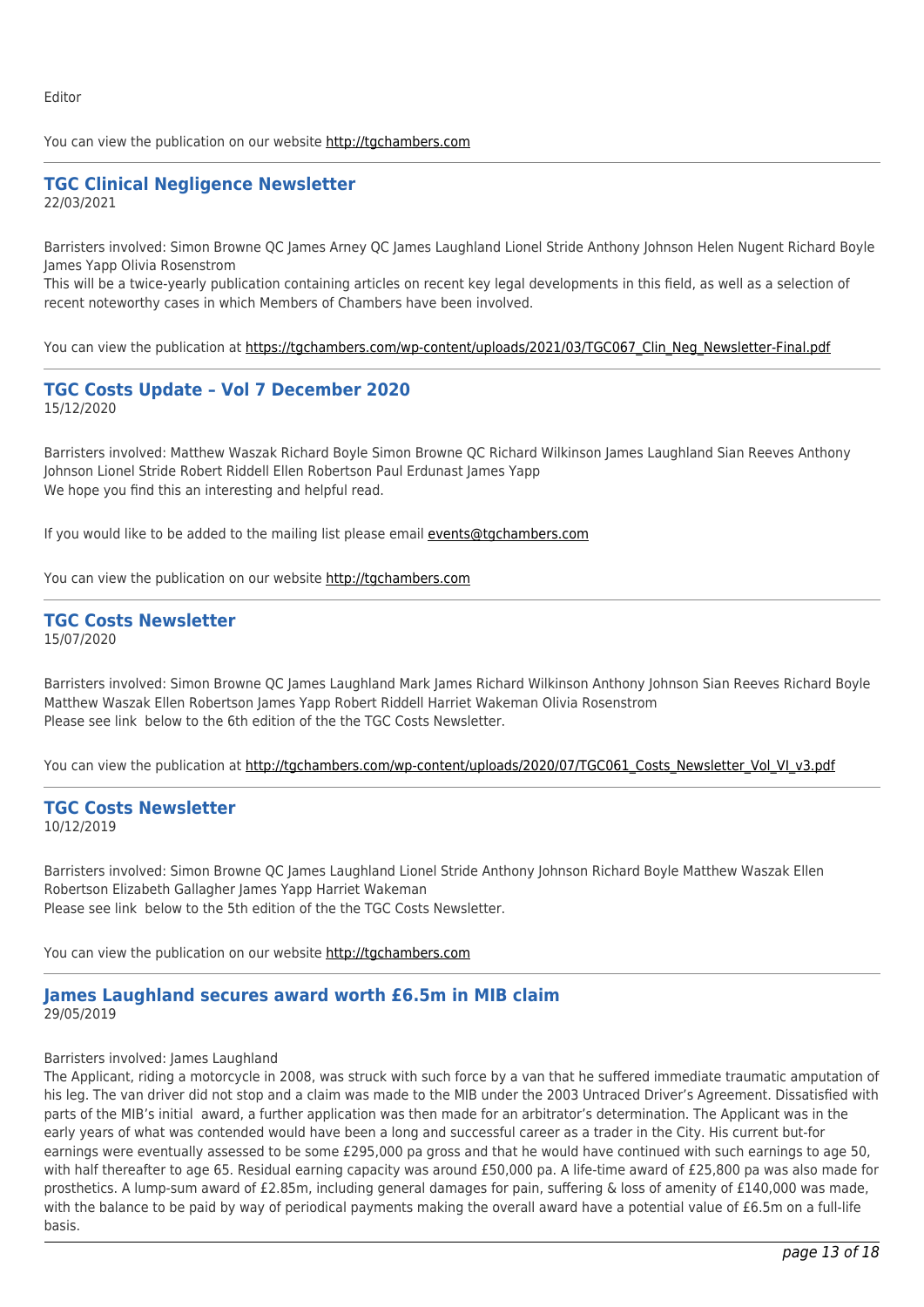Editor

You can view the publication on our website http://tgchambers.com

---

## TGC Clinical Negligence Newsletter

22/03/2021

Barristers involved: Simon Browne QC James Arney QC James Laughland Lionel Stride Anthony Johnson Helen Nugent Richard Boyle James Yapp Olivia Rosenstrom

This will be a twice-yearly publication containing articles on recent key legal developments in this field, as well as a selection of recent noteworthy cases in which Members of Chambers have been involved.

You can view the publication at https://tgchambers.com/wp-content/uploads/2021/03/TGC067_Clin_Neg_Newsletter-Final.pdf

---

## TGC Costs Update – Vol 7 December 2020

15/12/2020

Barristers involved: Matthew Waszak Richard Boyle Simon Browne QC Richard Wilkinson James Laughland Sian Reeves Anthony Johnson Lionel Stride Robert Riddell Ellen Robertson Paul Erdunast James Yapp

We hope you find this an interesting and helpful read.

If you would like to be added to the mailing list please email events@tgchambers.com

You can view the publication on our website http://tgchambers.com

---

## TGC Costs Newsletter

15/07/2020

Barristers involved: Simon Browne QC James Laughland Mark James Richard Wilkinson Anthony Johnson Sian Reeves Richard Boyle Matthew Waszak Ellen Robertson James Yapp Robert Riddell Harriet Wakeman Olivia Rosenstrom

Please see link below to the 6th edition of the the TGC Costs Newsletter.

You can view the publication at http://tgchambers.com/wp-content/uploads/2020/07/TGC061_Costs_Newsletter_Vol_VI_v3.pdf

---

## TGC Costs Newsletter

10/12/2019

Barristers involved: Simon Browne QC James Laughland Lionel Stride Anthony Johnson Richard Boyle Matthew Waszak Ellen Robertson Elizabeth Gallagher James Yapp Harriet Wakeman

Please see link below to the 5th edition of the the TGC Costs Newsletter.

You can view the publication on our website http://tgchambers.com

---

## James Laughland secures award worth £6.5m in MIB claim

29/05/2019

Barristers involved: James Laughland

The Applicant, riding a motorcycle in 2008, was struck with such force by a van that he suffered immediate traumatic amputation of his leg. The van driver did not stop and a claim was made to the MIB under the 2003 Untraced Driver's Agreement. Dissatisfied with parts of the MIB's initial award, a further application was then made for an arbitrator's determination. The Applicant was in the early years of what was contended would have been a long and successful career as a trader in the City. His current but-for earnings were eventually assessed to be some £295,000 pa gross and that he would have continued with such earnings to age 50, with half thereafter to age 65. Residual earning capacity was around £50,000 pa. A life-time award of £25,800 pa was also made for prosthetics. A lump-sum award of £2.85m, including general damages for pain, suffering & loss of amenity of £140,000 was made, with the balance to be paid by way of periodical payments making the overall award have a potential value of £6.5m on a full-life basis.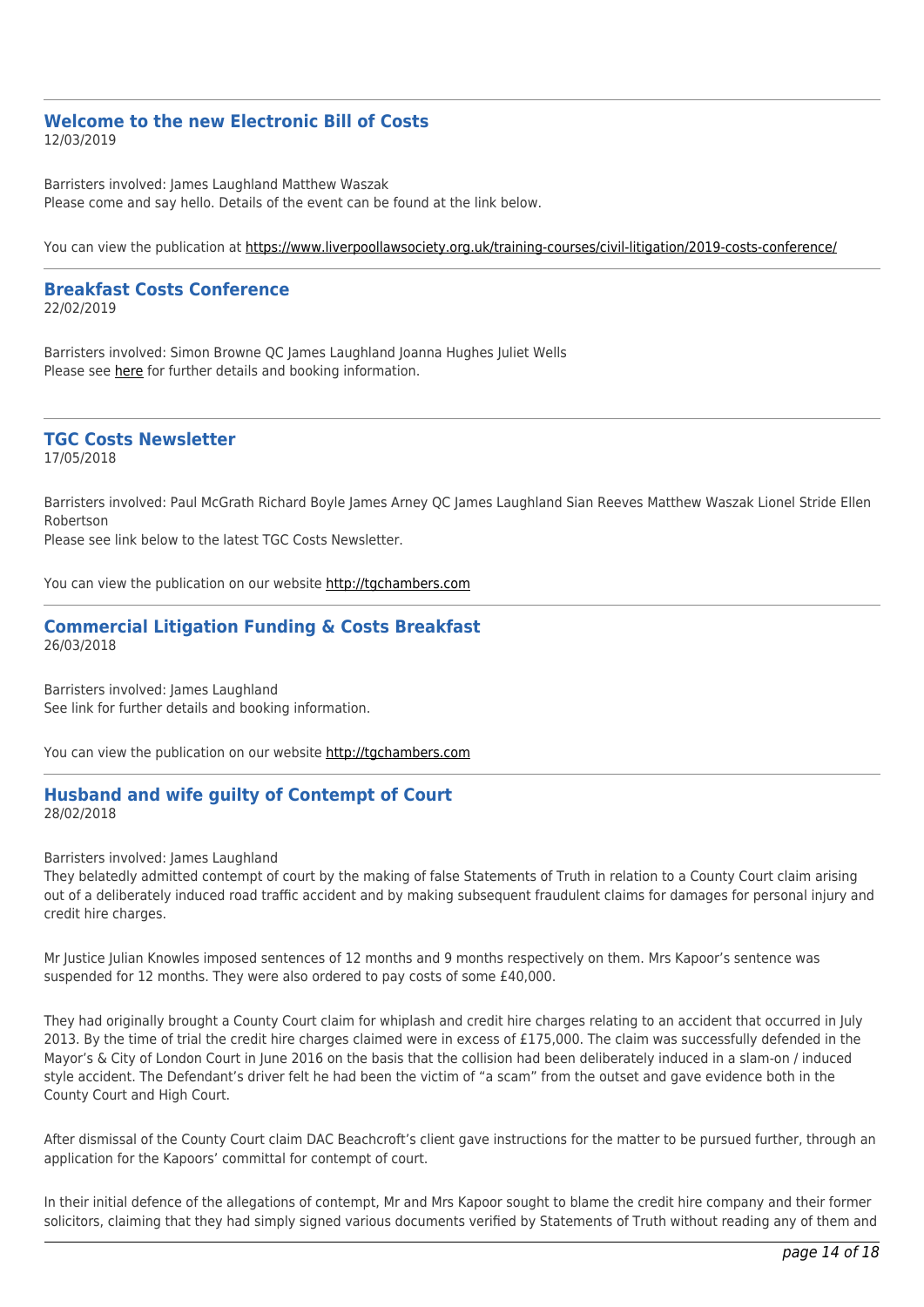---

## Welcome to the new Electronic Bill of Costs

12/03/2019

Barristers involved: James Laughland Matthew Waszak
Please come and say hello. Details of the event can be found at the link below.

You can view the publication at https://www.liverpoollawsociety.org.uk/training-courses/civil-litigation/2019-costs-conference/

---

## Breakfast Costs Conference

22/02/2019

Barristers involved: Simon Browne QC James Laughland Joanna Hughes Juliet Wells
Please see here for further details and booking information.

---

## TGC Costs Newsletter

17/05/2018

Barristers involved: Paul McGrath Richard Boyle James Arney QC James Laughland Sian Reeves Matthew Waszak Lionel Stride Ellen Robertson
Please see link below to the latest TGC Costs Newsletter.

You can view the publication on our website http://tgchambers.com

---

## Commercial Litigation Funding & Costs Breakfast

26/03/2018

Barristers involved: James Laughland
See link for further details and booking information.

You can view the publication on our website http://tgchambers.com

---

## Husband and wife guilty of Contempt of Court

28/02/2018

Barristers involved: James Laughland
They belatedly admitted contempt of court by the making of false Statements of Truth in relation to a County Court claim arising out of a deliberately induced road traffic accident and by making subsequent fraudulent claims for damages for personal injury and credit hire charges.

Mr Justice Julian Knowles imposed sentences of 12 months and 9 months respectively on them. Mrs Kapoor's sentence was suspended for 12 months. They were also ordered to pay costs of some £40,000.

They had originally brought a County Court claim for whiplash and credit hire charges relating to an accident that occurred in July 2013. By the time of trial the credit hire charges claimed were in excess of £175,000. The claim was successfully defended in the Mayor's & City of London Court in June 2016 on the basis that the collision had been deliberately induced in a slam-on / induced style accident. The Defendant's driver felt he had been the victim of "a scam" from the outset and gave evidence both in the County Court and High Court.

After dismissal of the County Court claim DAC Beachcroft's client gave instructions for the matter to be pursued further, through an application for the Kapoors' committal for contempt of court.

In their initial defence of the allegations of contempt, Mr and Mrs Kapoor sought to blame the credit hire company and their former solicitors, claiming that they had simply signed various documents verified by Statements of Truth without reading any of them and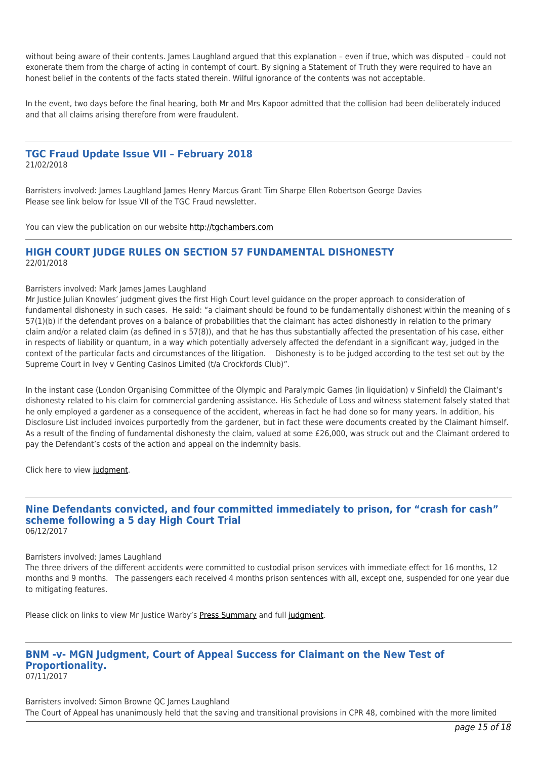without being aware of their contents. James Laughland argued that this explanation – even if true, which was disputed – could not exonerate them from the charge of acting in contempt of court. By signing a Statement of Truth they were required to have an honest belief in the contents of the facts stated therein. Wilful ignorance of the contents was not acceptable.

In the event, two days before the final hearing, both Mr and Mrs Kapoor admitted that the collision had been deliberately induced and that all claims arising therefore from were fraudulent.

---

## TGC Fraud Update Issue VII – February 2018

21/02/2018

Barristers involved: James Laughland James Henry Marcus Grant Tim Sharpe Ellen Robertson George Davies
Please see link below for Issue VII of the TGC Fraud newsletter.

You can view the publication on our website http://tgchambers.com

---

## HIGH COURT JUDGE RULES ON SECTION 57 FUNDAMENTAL DISHONESTY

22/01/2018

Barristers involved: Mark James James Laughland
Mr Justice Julian Knowles' judgment gives the first High Court level guidance on the proper approach to consideration of fundamental dishonesty in such cases. He said: "a claimant should be found to be fundamentally dishonest within the meaning of s 57(1)(b) if the defendant proves on a balance of probabilities that the claimant has acted dishonestly in relation to the primary claim and/or a related claim (as defined in s 57(8)), and that he has thus substantially affected the presentation of his case, either in respects of liability or quantum, in a way which potentially adversely affected the defendant in a significant way, judged in the context of the particular facts and circumstances of the litigation. Dishonesty is to be judged according to the test set out by the Supreme Court in Ivey v Genting Casinos Limited (t/a Crockfords Club)".

In the instant case (London Organising Committee of the Olympic and Paralympic Games (in liquidation) v Sinfield) the Claimant's dishonesty related to his claim for commercial gardening assistance. His Schedule of Loss and witness statement falsely stated that he only employed a gardener as a consequence of the accident, whereas in fact he had done so for many years. In addition, his Disclosure List included invoices purportedly from the gardener, but in fact these were documents created by the Claimant himself. As a result of the finding of fundamental dishonesty the claim, valued at some £26,000, was struck out and the Claimant ordered to pay the Defendant's costs of the action and appeal on the indemnity basis.

Click here to view judgment.

---

## Nine Defendants convicted, and four committed immediately to prison, for "crash for cash" scheme following a 5 day High Court Trial

06/12/2017

Barristers involved: James Laughland
The three drivers of the different accidents were committed to custodial prison services with immediate effect for 16 months, 12 months and 9 months. The passengers each received 4 months prison sentences with all, except one, suspended for one year due to mitigating features.

Please click on links to view Mr Justice Warby's Press Summary and full judgment.

---

## BNM -v- MGN Judgment, Court of Appeal Success for Claimant on the New Test of Proportionality.

07/11/2017

Barristers involved: Simon Browne QC James Laughland
The Court of Appeal has unanimously held that the saving and transitional provisions in CPR 48, combined with the more limited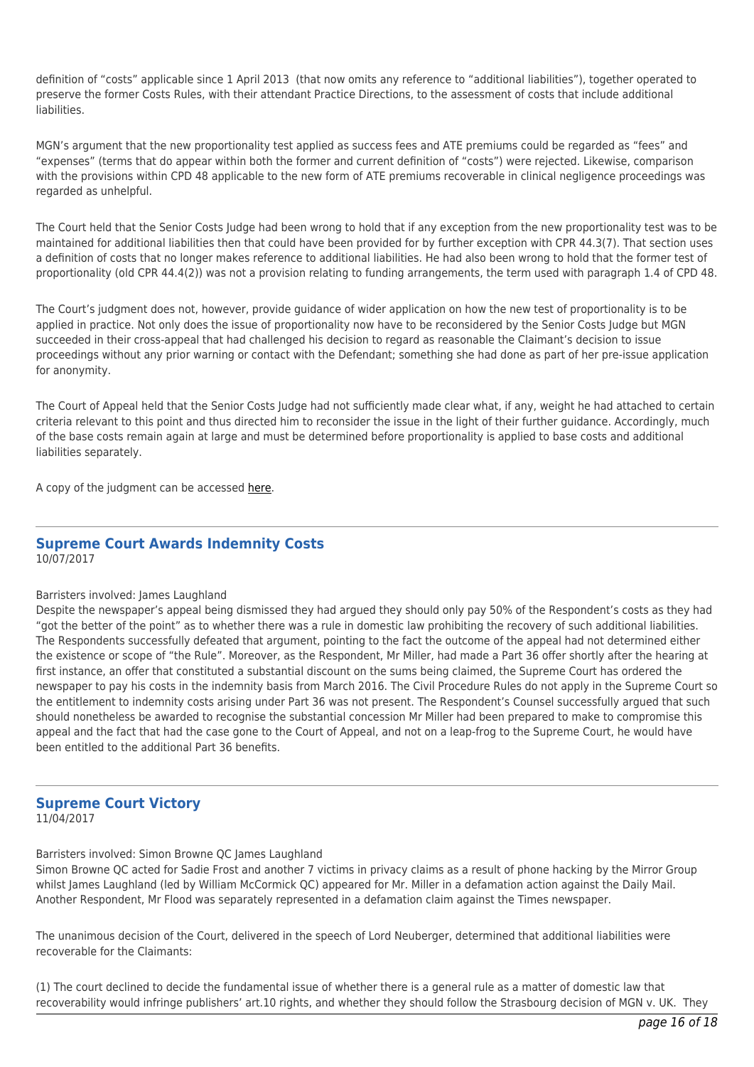definition of "costs" applicable since 1 April 2013 (that now omits any reference to "additional liabilities"), together operated to preserve the former Costs Rules, with their attendant Practice Directions, to the assessment of costs that include additional liabilities.

MGN's argument that the new proportionality test applied as success fees and ATE premiums could be regarded as "fees" and "expenses" (terms that do appear within both the former and current definition of "costs") were rejected. Likewise, comparison with the provisions within CPD 48 applicable to the new form of ATE premiums recoverable in clinical negligence proceedings was regarded as unhelpful.

The Court held that the Senior Costs Judge had been wrong to hold that if any exception from the new proportionality test was to be maintained for additional liabilities then that could have been provided for by further exception with CPR 44.3(7). That section uses a definition of costs that no longer makes reference to additional liabilities. He had also been wrong to hold that the former test of proportionality (old CPR 44.4(2)) was not a provision relating to funding arrangements, the term used with paragraph 1.4 of CPD 48.

The Court's judgment does not, however, provide guidance of wider application on how the new test of proportionality is to be applied in practice. Not only does the issue of proportionality now have to be reconsidered by the Senior Costs Judge but MGN succeeded in their cross-appeal that had challenged his decision to regard as reasonable the Claimant's decision to issue proceedings without any prior warning or contact with the Defendant; something she had done as part of her pre-issue application for anonymity.

The Court of Appeal held that the Senior Costs Judge had not sufficiently made clear what, if any, weight he had attached to certain criteria relevant to this point and thus directed him to reconsider the issue in the light of their further guidance. Accordingly, much of the base costs remain again at large and must be determined before proportionality is applied to base costs and additional liabilities separately.

A copy of the judgment can be accessed here.

---

## Supreme Court Awards Indemnity Costs

10/07/2017

Barristers involved: James Laughland

Despite the newspaper's appeal being dismissed they had argued they should only pay 50% of the Respondent's costs as they had "got the better of the point" as to whether there was a rule in domestic law prohibiting the recovery of such additional liabilities. The Respondents successfully defeated that argument, pointing to the fact the outcome of the appeal had not determined either the existence or scope of "the Rule". Moreover, as the Respondent, Mr Miller, had made a Part 36 offer shortly after the hearing at first instance, an offer that constituted a substantial discount on the sums being claimed, the Supreme Court has ordered the newspaper to pay his costs in the indemnity basis from March 2016. The Civil Procedure Rules do not apply in the Supreme Court so the entitlement to indemnity costs arising under Part 36 was not present. The Respondent's Counsel successfully argued that such should nonetheless be awarded to recognise the substantial concession Mr Miller had been prepared to make to compromise this appeal and the fact that had the case gone to the Court of Appeal, and not on a leap-frog to the Supreme Court, he would have been entitled to the additional Part 36 benefits.

---

## Supreme Court Victory

11/04/2017

Barristers involved: Simon Browne QC James Laughland

Simon Browne QC acted for Sadie Frost and another 7 victims in privacy claims as a result of phone hacking by the Mirror Group whilst James Laughland (led by William McCormick QC) appeared for Mr. Miller in a defamation action against the Daily Mail. Another Respondent, Mr Flood was separately represented in a defamation claim against the Times newspaper.

The unanimous decision of the Court, delivered in the speech of Lord Neuberger, determined that additional liabilities were recoverable for the Claimants:

(1) The court declined to decide the fundamental issue of whether there is a general rule as a matter of domestic law that recoverability would infringe publishers' art.10 rights, and whether they should follow the Strasbourg decision of MGN v. UK. They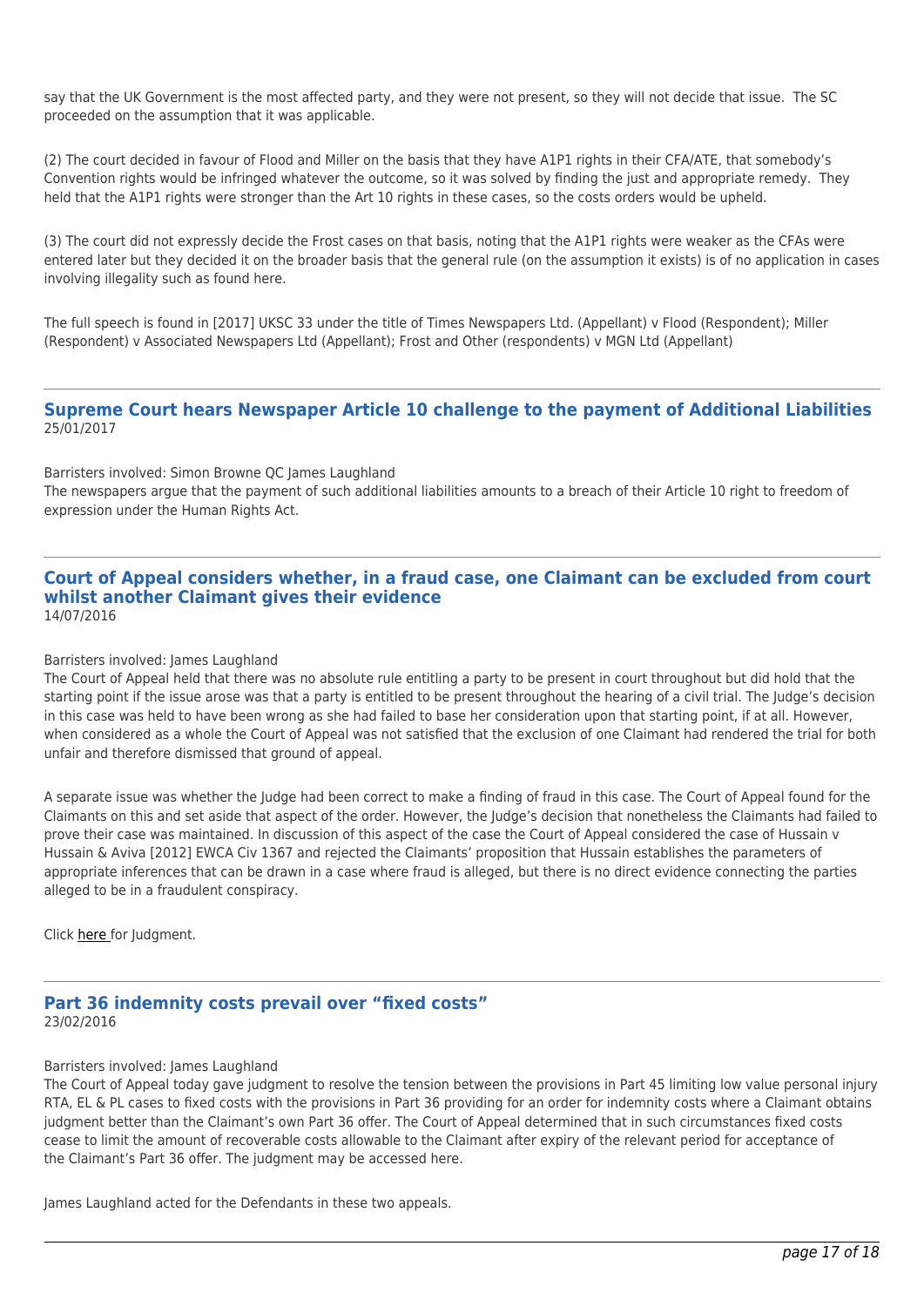say that the UK Government is the most affected party, and they were not present, so they will not decide that issue. The SC proceeded on the assumption that it was applicable.

(2) The court decided in favour of Flood and Miller on the basis that they have A1P1 rights in their CFA/ATE, that somebody's Convention rights would be infringed whatever the outcome, so it was solved by finding the just and appropriate remedy. They held that the A1P1 rights were stronger than the Art 10 rights in these cases, so the costs orders would be upheld.

(3) The court did not expressly decide the Frost cases on that basis, noting that the A1P1 rights were weaker as the CFAs were entered later but they decided it on the broader basis that the general rule (on the assumption it exists) is of no application in cases involving illegality such as found here.

The full speech is found in [2017] UKSC 33 under the title of Times Newspapers Ltd. (Appellant) v Flood (Respondent); Miller (Respondent) v Associated Newspapers Ltd (Appellant); Frost and Other (respondents) v MGN Ltd (Appellant)

---

## Supreme Court hears Newspaper Article 10 challenge to the payment of Additional Liabilities

25/01/2017

Barristers involved: Simon Browne QC James Laughland

The newspapers argue that the payment of such additional liabilities amounts to a breach of their Article 10 right to freedom of expression under the Human Rights Act.

---

## Court of Appeal considers whether, in a fraud case, one Claimant can be excluded from court whilst another Claimant gives their evidence

14/07/2016

Barristers involved: James Laughland

The Court of Appeal held that there was no absolute rule entitling a party to be present in court throughout but did hold that the starting point if the issue arose was that a party is entitled to be present throughout the hearing of a civil trial. The Judge's decision in this case was held to have been wrong as she had failed to base her consideration upon that starting point, if at all. However, when considered as a whole the Court of Appeal was not satisfied that the exclusion of one Claimant had rendered the trial for both unfair and therefore dismissed that ground of appeal.

A separate issue was whether the Judge had been correct to make a finding of fraud in this case. The Court of Appeal found for the Claimants on this and set aside that aspect of the order. However, the Judge's decision that nonetheless the Claimants had failed to prove their case was maintained. In discussion of this aspect of the case the Court of Appeal considered the case of Hussain v Hussain & Aviva [2012] EWCA Civ 1367 and rejected the Claimants' proposition that Hussain establishes the parameters of appropriate inferences that can be drawn in a case where fraud is alleged, but there is no direct evidence connecting the parties alleged to be in a fraudulent conspiracy.

Click here for Judgment.

---

## Part 36 indemnity costs prevail over "fixed costs"

23/02/2016

Barristers involved: James Laughland

The Court of Appeal today gave judgment to resolve the tension between the provisions in Part 45 limiting low value personal injury RTA, EL & PL cases to fixed costs with the provisions in Part 36 providing for an order for indemnity costs where a Claimant obtains judgment better than the Claimant's own Part 36 offer. The Court of Appeal determined that in such circumstances fixed costs cease to limit the amount of recoverable costs allowable to the Claimant after expiry of the relevant period for acceptance of the Claimant's Part 36 offer. The judgment may be accessed here.

James Laughland acted for the Defendants in these two appeals.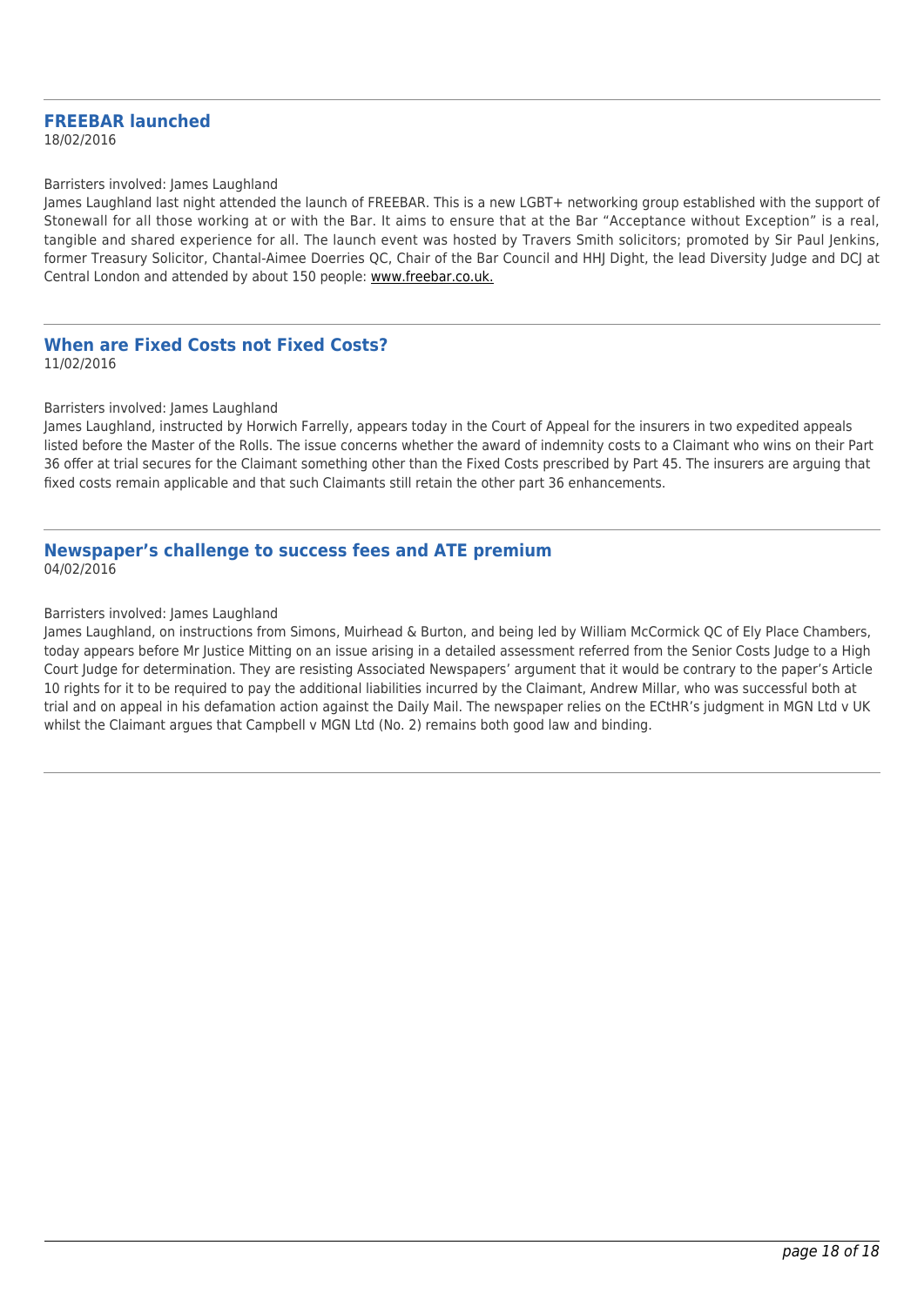## FREEBAR launched

18/02/2016

Barristers involved: James Laughland

James Laughland last night attended the launch of FREEBAR. This is a new LGBT+ networking group established with the support of Stonewall for all those working at or with the Bar. It aims to ensure that at the Bar "Acceptance without Exception" is a real, tangible and shared experience for all. The launch event was hosted by Travers Smith solicitors; promoted by Sir Paul Jenkins, former Treasury Solicitor, Chantal-Aimee Doerries QC, Chair of the Bar Council and HHJ Dight, the lead Diversity Judge and DCJ at Central London and attended by about 150 people: www.freebar.co.uk.

## When are Fixed Costs not Fixed Costs?

11/02/2016

Barristers involved: James Laughland

James Laughland, instructed by Horwich Farrelly, appears today in the Court of Appeal for the insurers in two expedited appeals listed before the Master of the Rolls. The issue concerns whether the award of indemnity costs to a Claimant who wins on their Part 36 offer at trial secures for the Claimant something other than the Fixed Costs prescribed by Part 45. The insurers are arguing that fixed costs remain applicable and that such Claimants still retain the other part 36 enhancements.

## Newspaper's challenge to success fees and ATE premium

04/02/2016

Barristers involved: James Laughland

James Laughland, on instructions from Simons, Muirhead & Burton, and being led by William McCormick QC of Ely Place Chambers, today appears before Mr Justice Mitting on an issue arising in a detailed assessment referred from the Senior Costs Judge to a High Court Judge for determination. They are resisting Associated Newspapers' argument that it would be contrary to the paper's Article 10 rights for it to be required to pay the additional liabilities incurred by the Claimant, Andrew Millar, who was successful both at trial and on appeal in his defamation action against the Daily Mail. The newspaper relies on the ECtHR's judgment in MGN Ltd v UK whilst the Claimant argues that Campbell v MGN Ltd (No. 2) remains both good law and binding.